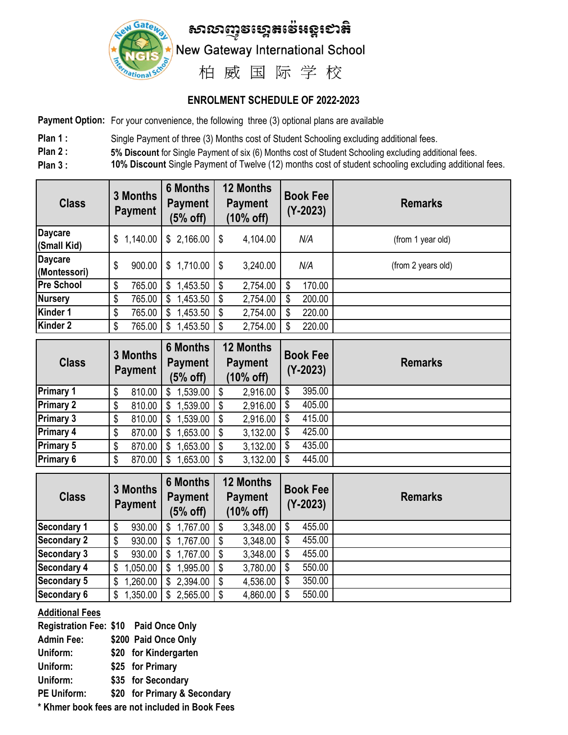សាលាញូវហ្គេតវេអន្តរជាតិ

New Gateway International School

柏 威 国 际 学 校

## ENROLMENT SCHEDULE OF 2022-2023

**Payment Option:** For your convenience, the following three (3) optional plans are available

**Plan 1 :** Single Payment of three (3) Months cost of Student Schooling excluding additional fees.

**Plan 2 :** **5% Discount** for Single Payment of six (6) Months cost of Student Schooling excluding additional fees.

**Plan 3 :** **10% Discount** Single Payment of Twelve (12) months cost of student schooling excluding additional fees.

| Class | 3 Months Payment | 6 Months Payment (5% off) | 12 Months Payment (10% off) | Book Fee (Y-2023) | Remarks |
|---|---|---|---|---|---|
| Daycare (Small Kid) | $ 1,140.00 | $ 2,166.00 | $ 4,104.00 | N/A | (from 1 year old) |
| Daycare (Montessori) | $ 900.00 | $ 1,710.00 | $ 3,240.00 | N/A | (from 2 years old) |
| Pre School | $ 765.00 | $ 1,453.50 | $ 2,754.00 | $ 170.00 | |
| Nursery | $ 765.00 | $ 1,453.50 | $ 2,754.00 | $ 200.00 | |
| Kinder 1 | $ 765.00 | $ 1,453.50 | $ 2,754.00 | $ 220.00 | |
| Kinder 2 | $ 765.00 | $ 1,453.50 | $ 2,754.00 | $ 220.00 | |

| Class | 3 Months Payment | 6 Months Payment (5% off) | 12 Months Payment (10% off) | Book Fee (Y-2023) | Remarks |
|---|---|---|---|---|---|
| Primary 1 | $ 810.00 | $ 1,539.00 | $ 2,916.00 | $ 395.00 | |
| Primary 2 | $ 810.00 | $ 1,539.00 | $ 2,916.00 | $ 405.00 | |
| Primary 3 | $ 810.00 | $ 1,539.00 | $ 2,916.00 | $ 415.00 | |
| Primary 4 | $ 870.00 | $ 1,653.00 | $ 3,132.00 | $ 425.00 | |
| Primary 5 | $ 870.00 | $ 1,653.00 | $ 3,132.00 | $ 435.00 | |
| Primary 6 | $ 870.00 | $ 1,653.00 | $ 3,132.00 | $ 445.00 | |

| Class | 3 Months Payment | 6 Months Payment (5% off) | 12 Months Payment (10% off) | Book Fee (Y-2023) | Remarks |
|---|---|---|---|---|---|
| Secondary 1 | $ 930.00 | $ 1,767.00 | $ 3,348.00 | $ 455.00 | |
| Secondary 2 | $ 930.00 | $ 1,767.00 | $ 3,348.00 | $ 455.00 | |
| Secondary 3 | $ 930.00 | $ 1,767.00 | $ 3,348.00 | $ 455.00 | |
| Secondary 4 | $ 1,050.00 | $ 1,995.00 | $ 3,780.00 | $ 550.00 | |
| Secondary 5 | $ 1,260.00 | $ 2,394.00 | $ 4,536.00 | $ 350.00 | |
| Secondary 6 | $ 1,350.00 | $ 2,565.00 | $ 4,860.00 | $ 550.00 | |

**Additional Fees**

**Registration Fee:** $10 Paid Once Only
**Admin Fee:** $200 Paid Once Only
**Uniform:** $20 for Kindergarten
**Uniform:** $25 for Primary
**Uniform:** $35 for Secondary
**PE Uniform:** $20 for Primary & Secondary

**\* Khmer book fees are not included in Book Fees**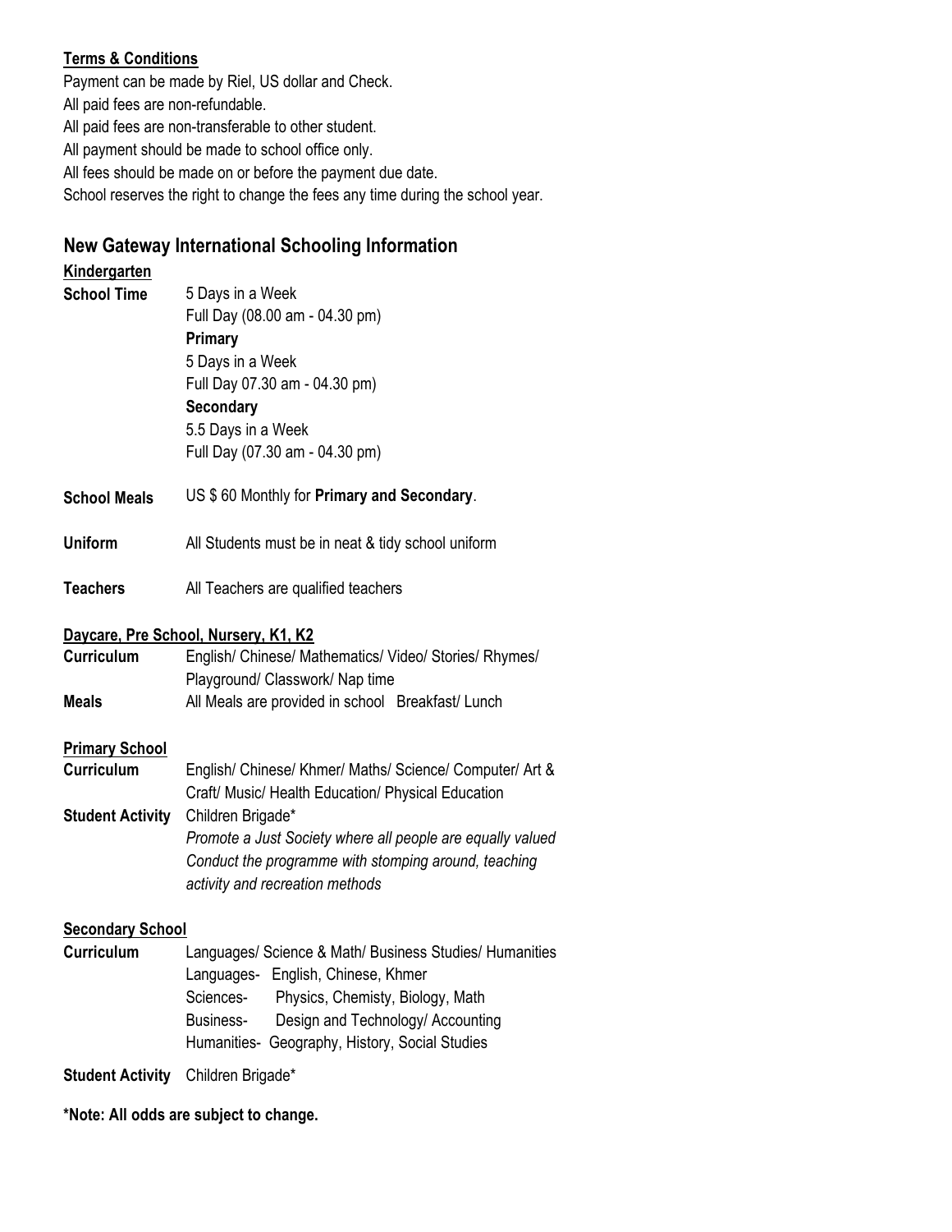**Terms & Conditions**

Payment can be made by Riel, US dollar and Check.
All paid fees are non-refundable.
All paid fees are non-transferable to other student.
All payment should be made to school office only.
All fees should be made on or before the payment due date.
School reserves the right to change the fees any time during the school year.

## New Gateway International Schooling Information

**Kindergarten**

**School Time**
5 Days in a Week
Full Day (08.00 am - 04.30 pm)

**Primary**
5 Days in a Week
Full Day 07.30 am - 04.30 pm)

**Secondary**
5.5 Days in a Week
Full Day (07.30 am - 04.30 pm)

**School Meals** US $ 60 Monthly for **Primary and Secondary**.

**Uniform** All Students must be in neat & tidy school uniform

**Teachers** All Teachers are qualified teachers

**Daycare, Pre School, Nursery, K1, K2**

**Curriculum** English/ Chinese/ Mathematics/ Video/ Stories/ Rhymes/ Playground/ Classwork/ Nap time

**Meals** All Meals are provided in school Breakfast/ Lunch

**Primary School**

**Curriculum** English/ Chinese/ Khmer/ Maths/ Science/ Computer/ Art & Craft/ Music/ Health Education/ Physical Education

**Student Activity** Children Brigade*
*Promote a Just Society where all people are equally valued*
*Conduct the programme with stomping around, teaching activity and recreation methods*

**Secondary School**

**Curriculum** Languages/ Science & Math/ Business Studies/ Humanities
Languages- English, Chinese, Khmer
Sciences- Physics, Chemisty, Biology, Math
Business- Design and Technology/ Accounting
Humanities- Geography, History, Social Studies

**Student Activity** Children Brigade*

**\*Note: All odds are subject to change.**